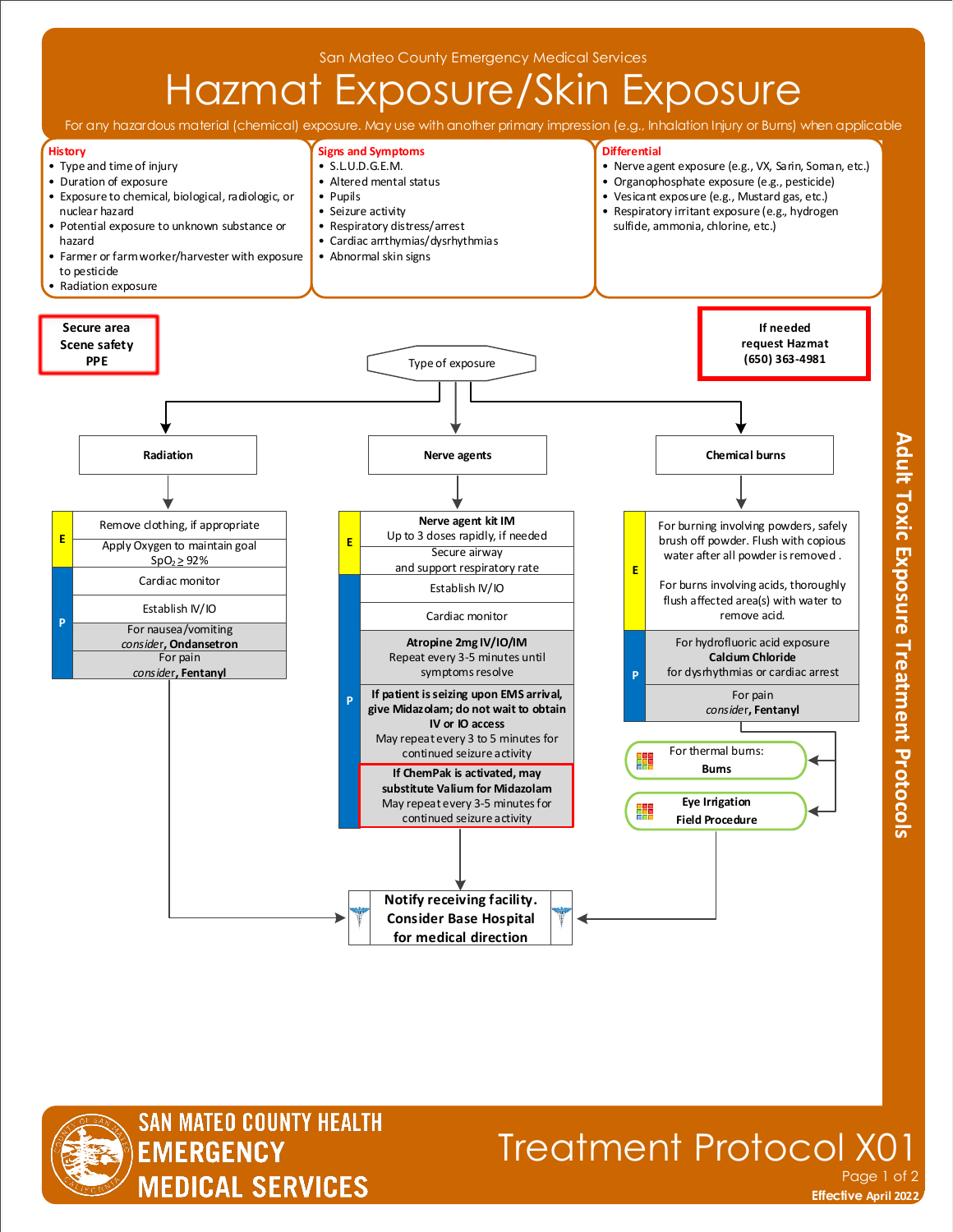San Mateo County Emergency Medical Services

# Hazmat Exposure/Skin Exposure

For any hazardous material (chemical) exposure. May use with another primary impression (e.g., Inhalation Injury or Burns) when applicable

## History

- Type and time of injury
- Duration of exposure
- Exposure to chemical, biological, radiologic, or nuclear hazard
- Potential exposure to unknown substance or hazard
- Farmer or farm worker/harvester with exposure to pesticide
- Radiation exposure

## Signs and Symptoms

- S.L.U.D.G.E.M.
- Altered mental status
- Pupils
- Seizure activity
- Respiratory distress/arrest
- Cardiac arrthymias/dysrhythmias
- Abnormal skin signs

## Differential

- Nerve agent exposure (e.g., VX, Sarin, Soman, etc.)
- Organophosphate exposure (e.g., pesticide)
- Vesicant exposure (e.g., Mustard gas, etc.)
- Respiratory irritant exposure (e.g., hydrogen sulfide, ammonia, chlorine, etc.)

**Secure area**
**Scene safety**
**PPE**

**If needed request Hazmat (650) 363-4981**

**Type of exposure**

### Radiation

**E**
- Remove clothing, if appropriate
- Apply Oxygen to maintain goal $SpO_2 \geq 92\%$

**P**
- Cardiac monitor
- Establish IV/IO
- For nausea/vomiting *consider*, **Ondansetron**
- For pain *consider*, **Fentanyl**

### Nerve agents

**E**
- **Nerve agent kit IM** Up to 3 doses rapidly, if needed
- Secure airway and support respiratory rate

**P**
- Establish IV/IO
- Cardiac monitor
- **Atropine 2mg IV/IO/IM** Repeat every 3-5 minutes until symptoms resolve
- **If patient is seizing upon EMS arrival, give Midazolam; do not wait to obtain IV or IO access** May repeat every 3 to 5 minutes for continued seizure activity
- **If ChemPak is activated, may substitute Valium for Midazolam** May repeat every 3-5 minutes for continued seizure activity

### Chemical burns

**E**
- For burning involving powders, safely brush off powder. Flush with copious water after all powder is removed.
- For burns involving acids, thoroughly flush affected area(s) with water to remove acid.

**P**
- For hydrofluoric acid exposure **Calcium Chloride** for dysrhythmias or cardiac arrest
- For pain *consider*, **Fentanyl**

- For thermal burns: **Burns**
- **Eye Irrigation Field Procedure**

**Notify receiving facility. Consider Base Hospital for medical direction**

Adult Toxic Exposure Treatment Protocols

SAN MATEO COUNTY HEALTH EMERGENCY MEDICAL SERVICES

Treatment Protocol X01

Effective April 2022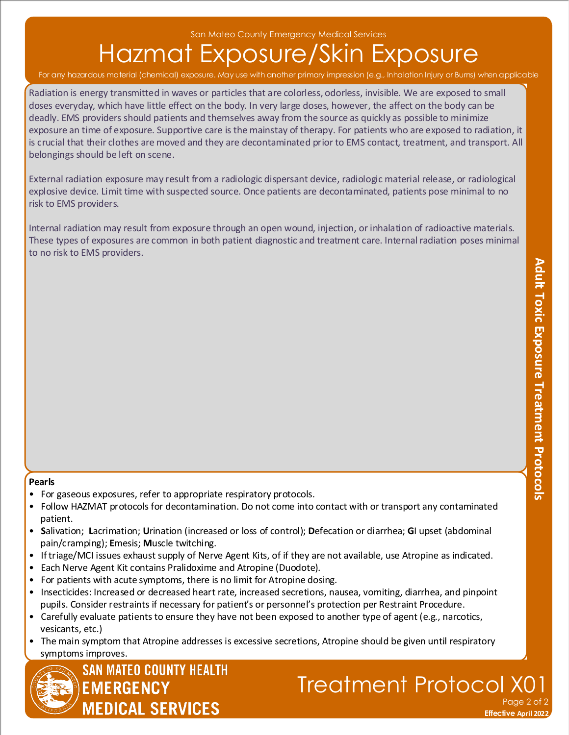San Mateo County Emergency Medical Services

# Hazmat Exposure/Skin Exposure

For any hazardous material (chemical) exposure. May use with another primary impression (e.g., Inhalation Injury or Burns) when applicable

Radiation is energy transmitted in waves or particles that are colorless, odorless, invisible. We are exposed to small doses everyday, which have little effect on the body. In very large doses, however, the affect on the body can be deadly. EMS providers should patients and themselves away from the source as quickly as possible to minimize exposure an time of exposure. Supportive care is the mainstay of therapy. For patients who are exposed to radiation, it is crucial that their clothes are moved and they are decontaminated prior to EMS contact, treatment, and transport. All belongings should be left on scene.

External radiation exposure may result from a radiologic dispersant device, radiologic material release, or radiological explosive device. Limit time with suspected source. Once patients are decontaminated, patients pose minimal to no risk to EMS providers.

Internal radiation may result from exposure through an open wound, injection, or inhalation of radioactive materials. These types of exposures are common in both patient diagnostic and treatment care. Internal radiation poses minimal to no risk to EMS providers.

**Pearls**

- For gaseous exposures, refer to appropriate respiratory protocols.
- Follow HAZMAT protocols for decontamination. Do not come into contact with or transport any contaminated patient.
- **S**alivation; **L**acrimation; **U**rination (increased or loss of control); **D**efecation or diarrhea; **G**I upset (abdominal pain/cramping); **E**mesis; **M**uscle twitching.
- If triage/MCI issues exhaust supply of Nerve Agent Kits, of if they are not available, use Atropine as indicated.
- Each Nerve Agent Kit contains Pralidoxime and Atropine (Duodote).
- For patients with acute symptoms, there is no limit for Atropine dosing.
- Insecticides: Increased or decreased heart rate, increased secretions, nausea, vomiting, diarrhea, and pinpoint pupils. Consider restraints if necessary for patient's or personnel's protection per Restraint Procedure.
- Carefully evaluate patients to ensure they have not been exposed to another type of agent (e.g., narcotics, vesicants, etc.)
- The main symptom that Atropine addresses is excessive secretions, Atropine should be given until respiratory symptoms improves.

Adult Toxic Exposure Treatment Protocols

SAN MATEO COUNTY HEALTH EMERGENCY MEDICAL SERVICES

Treatment Protocol X01

Effective April 2022